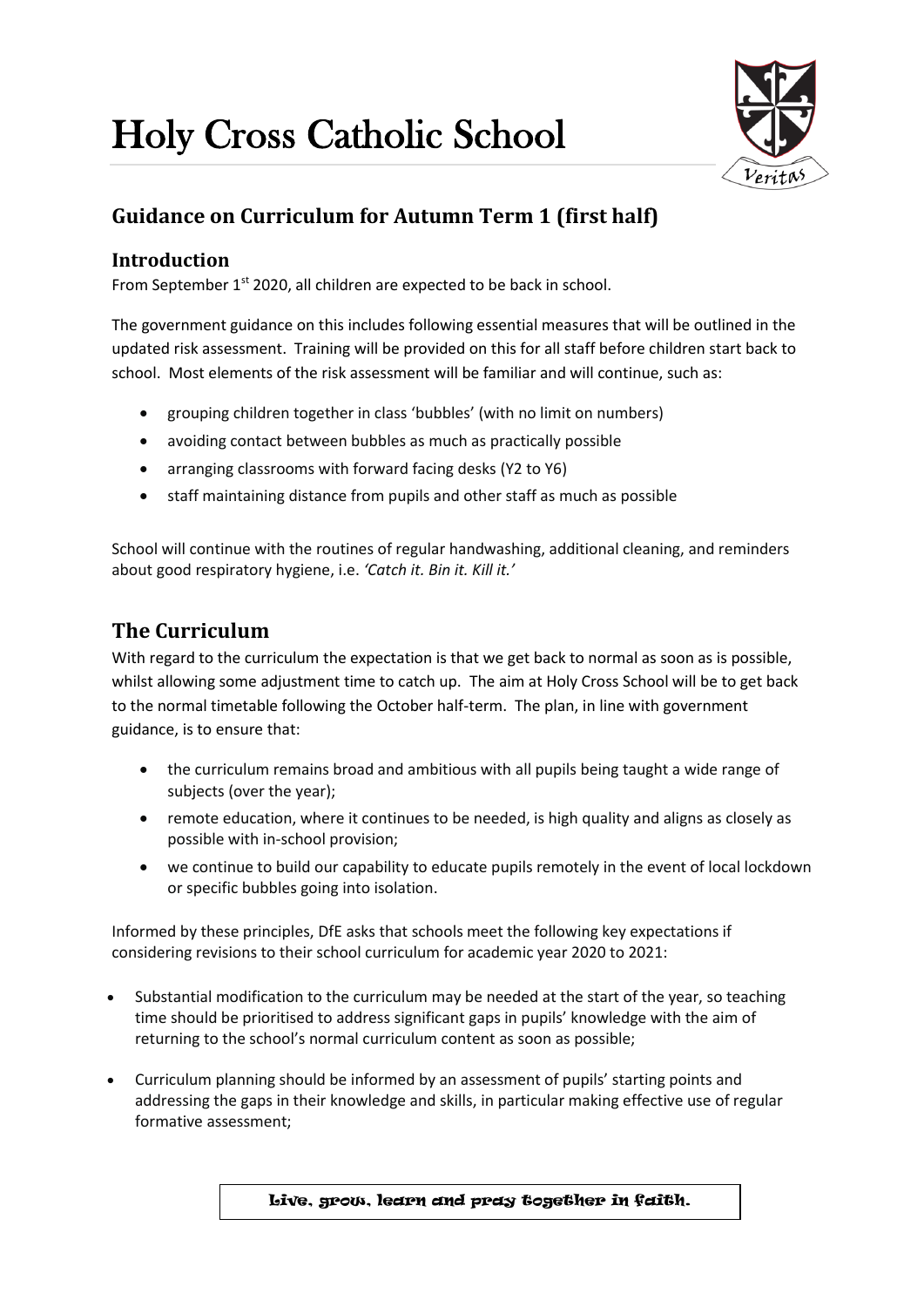# Holy Cross Catholic School

## Guidance on Curriculum for Autumn Term 1 (first half)

### Introduction

From September 1st 2020, all children are expected to be back in school.

The government guidance on this includes following essential measures that will be outlined in the updated risk assessment. Training will be provided on this for all staff before children start back to school. Most elements of the risk assessment will be familiar and will continue, such as:

- grouping children together in class 'bubbles' (with no limit on numbers)
- avoiding contact between bubbles as much as practically possible
- arranging classrooms with forward facing desks (Y2 to Y6)
- staff maintaining distance from pupils and other staff as much as possible

School will continue with the routines of regular handwashing, additional cleaning, and reminders about good respiratory hygiene, i.e. *'Catch it. Bin it. Kill it.'*

## The Curriculum

With regard to the curriculum the expectation is that we get back to normal as soon as is possible, whilst allowing some adjustment time to catch up. The aim at Holy Cross School will be to get back to the normal timetable following the October half-term. The plan, in line with government guidance, is to ensure that:

- the curriculum remains broad and ambitious with all pupils being taught a wide range of subjects (over the year);
- remote education, where it continues to be needed, is high quality and aligns as closely as possible with in-school provision;
- we continue to build our capability to educate pupils remotely in the event of local lockdown or specific bubbles going into isolation.

Informed by these principles, DfE asks that schools meet the following key expectations if considering revisions to their school curriculum for academic year 2020 to 2021:

- Substantial modification to the curriculum may be needed at the start of the year, so teaching time should be prioritised to address significant gaps in pupils' knowledge with the aim of returning to the school's normal curriculum content as soon as possible;
- Curriculum planning should be informed by an assessment of pupils' starting points and addressing the gaps in their knowledge and skills, in particular making effective use of regular formative assessment;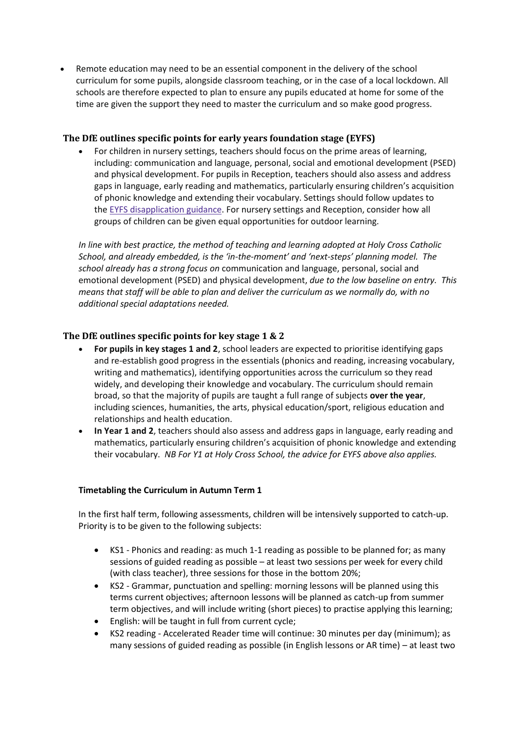- Remote education may need to be an essential component in the delivery of the school curriculum for some pupils, alongside classroom teaching, or in the case of a local lockdown. All schools are therefore expected to plan to ensure any pupils educated at home for some of the time are given the support they need to master the curriculum and so make good progress.

## The DfE outlines specific points for early years foundation stage (EYFS)

- For children in nursery settings, teachers should focus on the prime areas of learning, including: communication and language, personal, social and emotional development (PSED) and physical development. For pupils in Reception, teachers should also assess and address gaps in language, early reading and mathematics, particularly ensuring children's acquisition of phonic knowledge and extending their vocabulary. Settings should follow updates to the EYFS disapplication guidance. For nursery settings and Reception, consider how all groups of children can be given equal opportunities for outdoor learning.

*In line with best practice, the method of teaching and learning adopted at Holy Cross Catholic School, and already embedded, is the 'in-the-moment' and 'next-steps' planning model. The school already has a strong focus on* communication and language, personal, social and emotional development (PSED) and physical development, *due to the low baseline on entry. This means that staff will be able to plan and deliver the curriculum as we normally do, with no additional special adaptations needed.*

## The DfE outlines specific points for key stage 1 & 2

- **For pupils in key stages 1 and 2**, school leaders are expected to prioritise identifying gaps and re-establish good progress in the essentials (phonics and reading, increasing vocabulary, writing and mathematics), identifying opportunities across the curriculum so they read widely, and developing their knowledge and vocabulary. The curriculum should remain broad, so that the majority of pupils are taught a full range of subjects **over the year**, including sciences, humanities, the arts, physical education/sport, religious education and relationships and health education.
- **In Year 1 and 2**, teachers should also assess and address gaps in language, early reading and mathematics, particularly ensuring children's acquisition of phonic knowledge and extending their vocabulary. *NB For Y1 at Holy Cross School, the advice for EYFS above also applies.*

### Timetabling the Curriculum in Autumn Term 1

In the first half term, following assessments, children will be intensively supported to catch-up. Priority is to be given to the following subjects:

- KS1 - Phonics and reading: as much 1-1 reading as possible to be planned for; as many sessions of guided reading as possible – at least two sessions per week for every child (with class teacher), three sessions for those in the bottom 20%;
- KS2 - Grammar, punctuation and spelling: morning lessons will be planned using this terms current objectives; afternoon lessons will be planned as catch-up from summer term objectives, and will include writing (short pieces) to practise applying this learning;
- English: will be taught in full from current cycle;
- KS2 reading - Accelerated Reader time will continue: 30 minutes per day (minimum); as many sessions of guided reading as possible (in English lessons or AR time) – at least two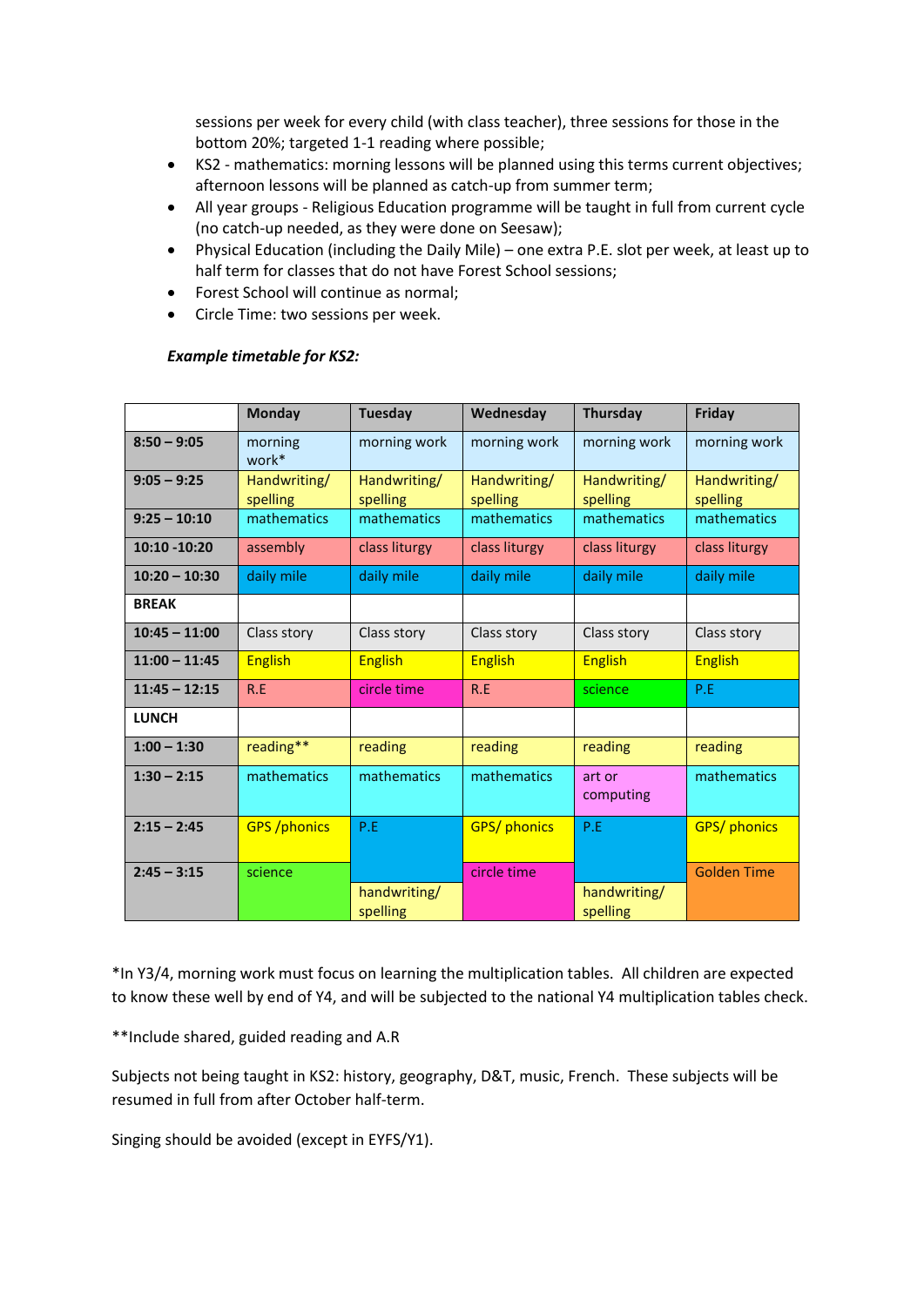sessions per week for every child (with class teacher), three sessions for those in the bottom 20%; targeted 1-1 reading where possible;

- KS2 - mathematics: morning lessons will be planned using this terms current objectives; afternoon lessons will be planned as catch-up from summer term;
- All year groups - Religious Education programme will be taught in full from current cycle (no catch-up needed, as they were done on Seesaw);
- Physical Education (including the Daily Mile) – one extra P.E. slot per week, at least up to half term for classes that do not have Forest School sessions;
- Forest School will continue as normal;
- Circle Time: two sessions per week.

***Example timetable for KS2:***

| | Monday | Tuesday | Wednesday | Thursday | Friday |
|---|---|---|---|---|---|
| **8:50 – 9:05** | morning work* | morning work | morning work | morning work | morning work |
| **9:05 – 9:25** | Handwriting/ spelling | Handwriting/ spelling | Handwriting/ spelling | Handwriting/ spelling | Handwriting/ spelling |
| **9:25 – 10:10** | mathematics | mathematics | mathematics | mathematics | mathematics |
| **10:10 -10:20** | assembly | class liturgy | class liturgy | class liturgy | class liturgy |
| **10:20 – 10:30** | daily mile | daily mile | daily mile | daily mile | daily mile |
| **BREAK** | | | | | |
| **10:45 – 11:00** | Class story | Class story | Class story | Class story | Class story |
| **11:00 – 11:45** | English | English | English | English | English |
| **11:45 – 12:15** | R.E | circle time | R.E | science | P.E |
| **LUNCH** | | | | | |
| **1:00 – 1:30** | reading** | reading | reading | reading | reading |
| **1:30 – 2:15** | mathematics | mathematics | mathematics | art or computing | mathematics |
| **2:15 – 2:45** | GPS /phonics | P.E | GPS/ phonics | P.E | GPS/ phonics |
| **2:45 – 3:15** | science | handwriting/ spelling | circle time | handwriting/ spelling | Golden Time |

*In Y3/4, morning work must focus on learning the multiplication tables. All children are expected to know these well by end of Y4, and will be subjected to the national Y4 multiplication tables check.

**Include shared, guided reading and A.R

Subjects not being taught in KS2: history, geography, D&T, music, French. These subjects will be resumed in full from after October half-term.

Singing should be avoided (except in EYFS/Y1).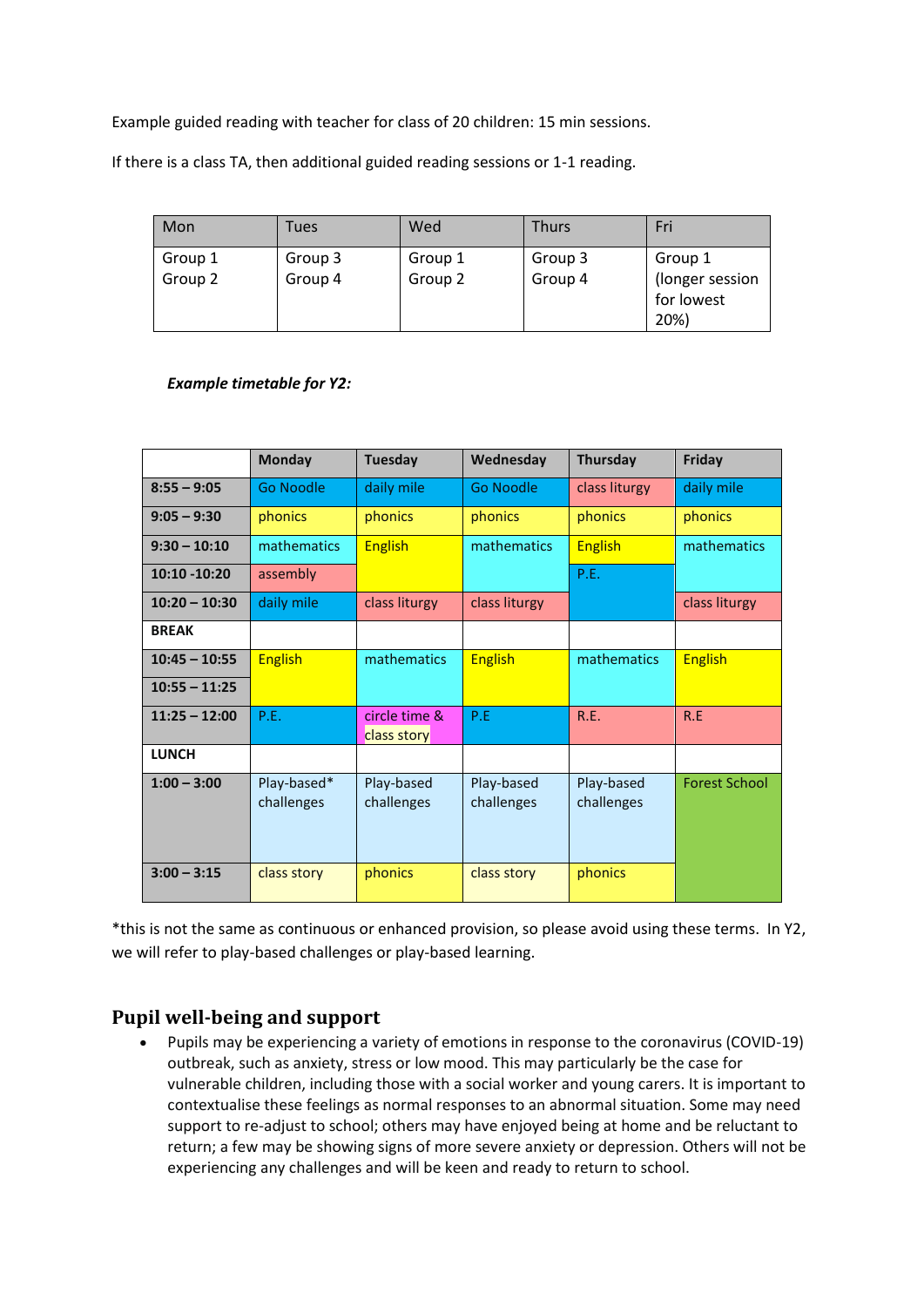Example guided reading with teacher for class of 20 children: 15 min sessions.

If there is a class TA, then additional guided reading sessions or 1-1 reading.

| Mon | Tues | Wed | Thurs | Fri |
|---|---|---|---|---|
| Group 1<br>Group 2 | Group 3<br>Group 4 | Group 1<br>Group 2 | Group 3<br>Group 4 | Group 1 (longer session for lowest 20%) |

***Example timetable for Y2:***

| | Monday | Tuesday | Wednesday | Thursday | Friday |
|---|---|---|---|---|---|
| **8:55 – 9:05** | Go Noodle | daily mile | Go Noodle | class liturgy | daily mile |
| **9:05 – 9:30** | phonics | phonics | phonics | phonics | phonics |
| **9:30 – 10:10** | mathematics | English | mathematics | English | mathematics |
| **10:10 -10:20** | assembly | | | P.E. | |
| **10:20 – 10:30** | daily mile | class liturgy | class liturgy | | class liturgy |
| **BREAK** | | | | | |
| **10:45 – 10:55** | English | mathematics | English | mathematics | English |
| **10:55 – 11:25** | | | | | |
| **11:25 – 12:00** | P.E. | circle time & class story | P.E | R.E. | R.E |
| **LUNCH** | | | | | |
| **1:00 – 3:00** | Play-based* challenges | Play-based challenges | Play-based challenges | Play-based challenges | Forest School |
| **3:00 – 3:15** | class story | phonics | class story | phonics | |

*this is not the same as continuous or enhanced provision, so please avoid using these terms. In Y2, we will refer to play-based challenges or play-based learning.

## Pupil well-being and support

- Pupils may be experiencing a variety of emotions in response to the coronavirus (COVID-19) outbreak, such as anxiety, stress or low mood. This may particularly be the case for vulnerable children, including those with a social worker and young carers. It is important to contextualise these feelings as normal responses to an abnormal situation. Some may need support to re-adjust to school; others may have enjoyed being at home and be reluctant to return; a few may be showing signs of more severe anxiety or depression. Others will not be experiencing any challenges and will be keen and ready to return to school.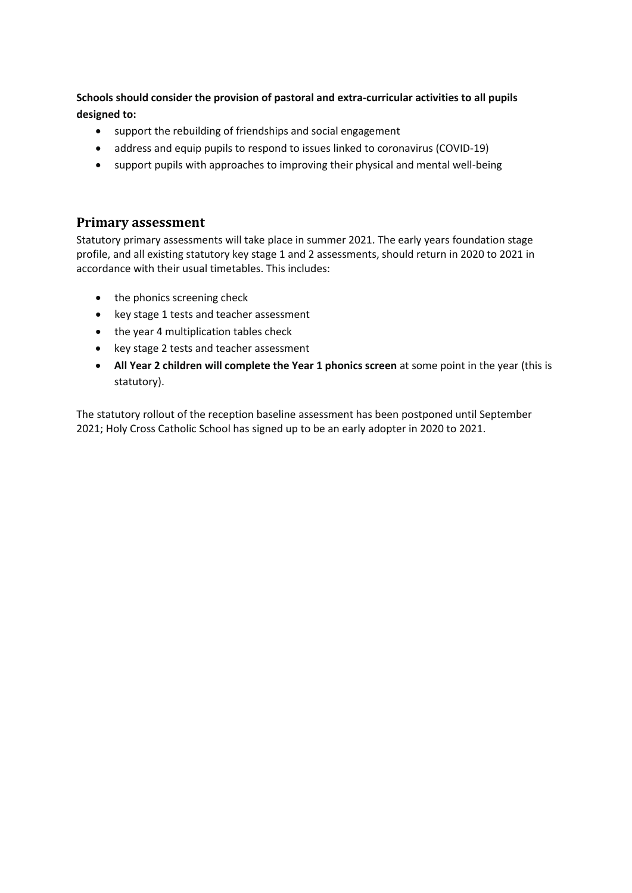**Schools should consider the provision of pastoral and extra-curricular activities to all pupils designed to:**

- support the rebuilding of friendships and social engagement
- address and equip pupils to respond to issues linked to coronavirus (COVID-19)
- support pupils with approaches to improving their physical and mental well-being

## Primary assessment

Statutory primary assessments will take place in summer 2021. The early years foundation stage profile, and all existing statutory key stage 1 and 2 assessments, should return in 2020 to 2021 in accordance with their usual timetables. This includes:

- the phonics screening check
- key stage 1 tests and teacher assessment
- the year 4 multiplication tables check
- key stage 2 tests and teacher assessment
- **All Year 2 children will complete the Year 1 phonics screen** at some point in the year (this is statutory).

The statutory rollout of the reception baseline assessment has been postponed until September 2021; Holy Cross Catholic School has signed up to be an early adopter in 2020 to 2021.